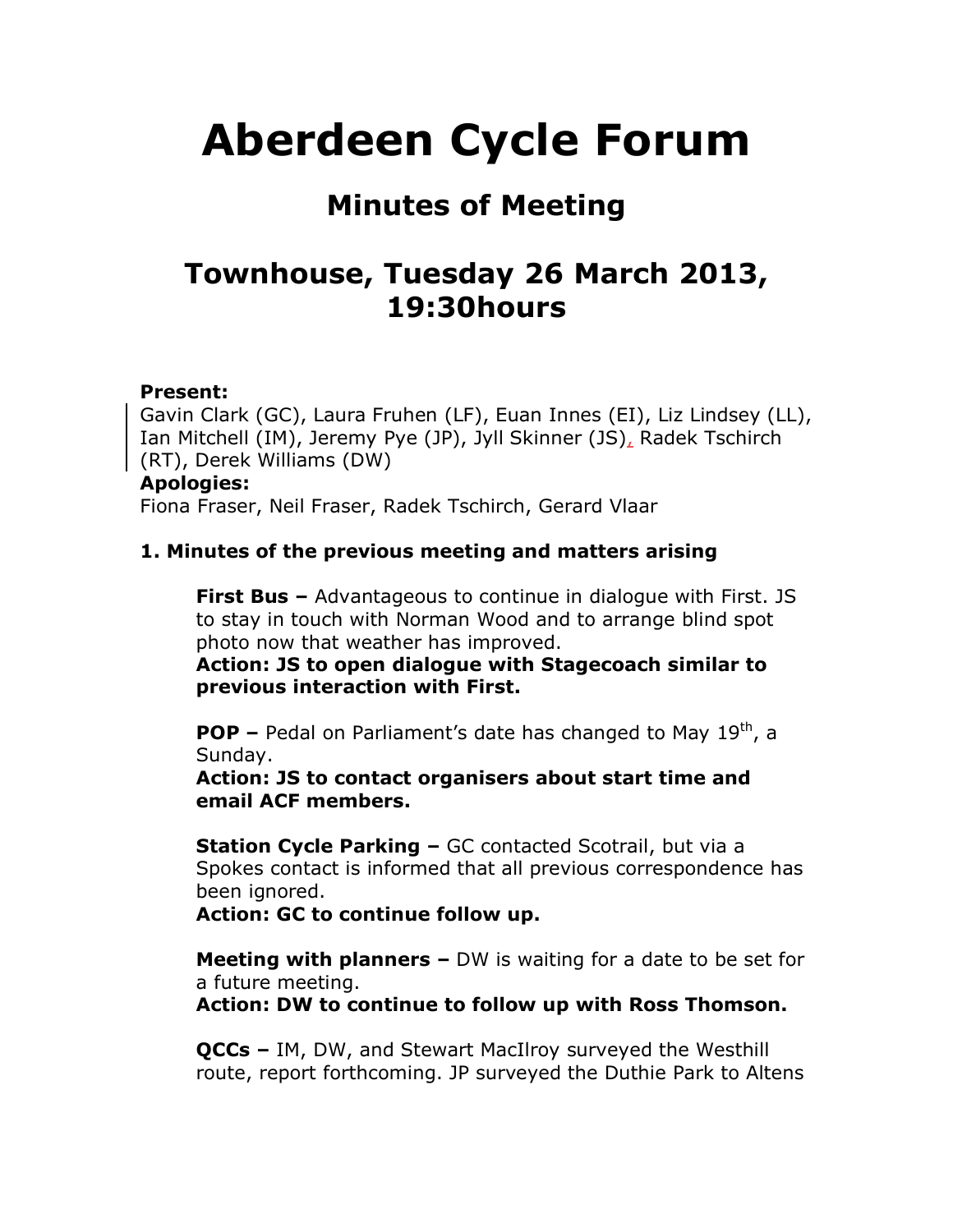# Aberdeen Cycle Forum

## Minutes of Meeting

## Townhouse, Tuesday 26 March 2013, 19:30hours

**Present:**
Gavin Clark (GC), Laura Fruhen (LF), Euan Innes (EI), Liz Lindsey (LL), Ian Mitchell (IM), Jeremy Pye (JP), Jyll Skinner (JS), Radek Tschirch (RT), Derek Williams (DW)

**Apologies:**
Fiona Fraser, Neil Fraser, Radek Tschirch, Gerard Vlaar

**1. Minutes of the previous meeting and matters arising**

**First Bus –** Advantageous to continue in dialogue with First. JS to stay in touch with Norman Wood and to arrange blind spot photo now that weather has improved.
**Action: JS to open dialogue with Stagecoach similar to previous interaction with First.**

**POP –** Pedal on Parliament's date has changed to May 19th, a Sunday.
**Action: JS to contact organisers about start time and email ACF members.**

**Station Cycle Parking –** GC contacted Scotrail, but via a Spokes contact is informed that all previous correspondence has been ignored.
**Action: GC to continue follow up.**

**Meeting with planners –** DW is waiting for a date to be set for a future meeting.
**Action: DW to continue to follow up with Ross Thomson.**

**QCCs –** IM, DW, and Stewart MacIlroy surveyed the Westhill route, report forthcoming. JP surveyed the Duthie Park to Altens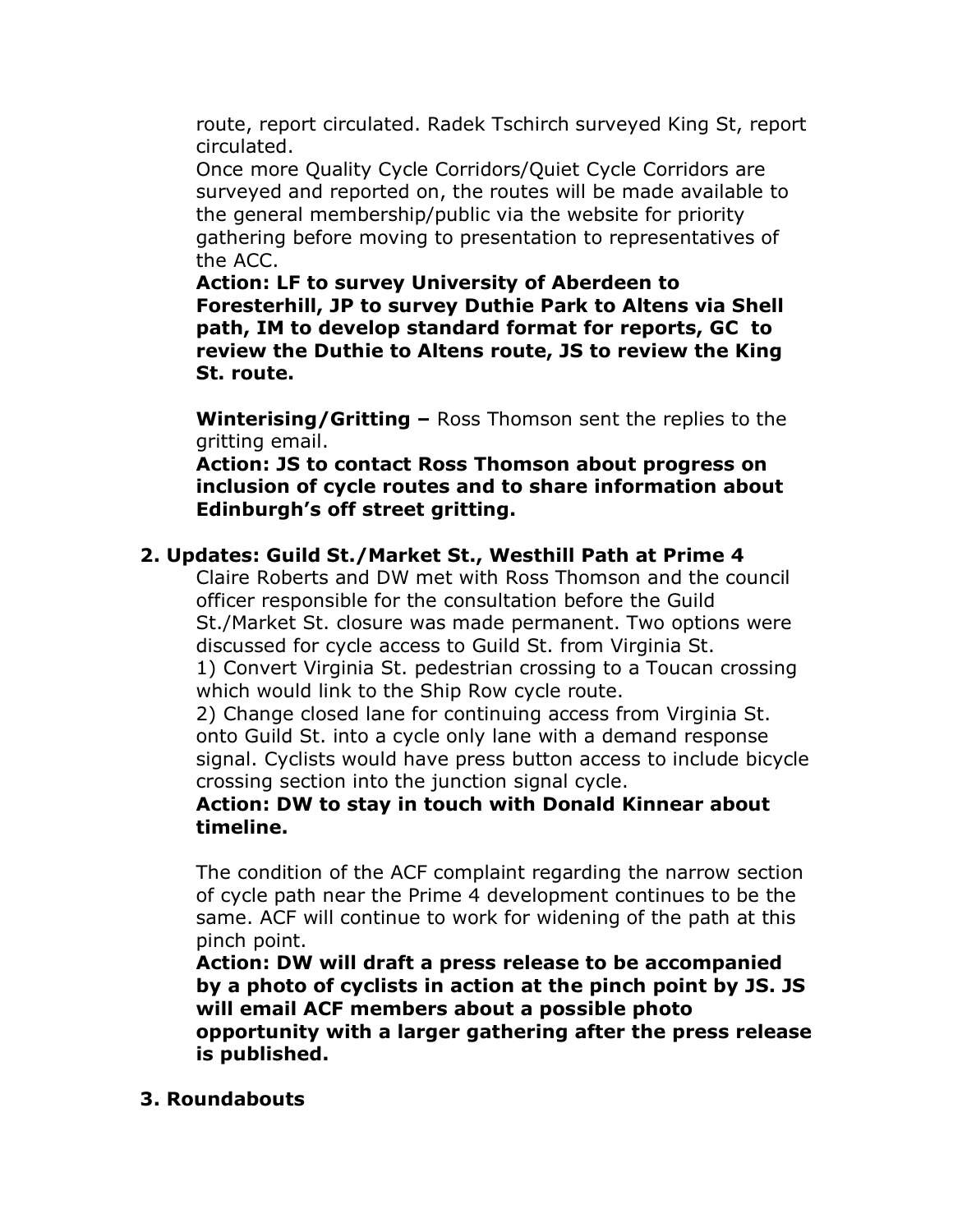route, report circulated. Radek Tschirch surveyed King St, report circulated.

Once more Quality Cycle Corridors/Quiet Cycle Corridors are surveyed and reported on, the routes will be made available to the general membership/public via the website for priority gathering before moving to presentation to representatives of the ACC.

**Action: LF to survey University of Aberdeen to Foresterhill, JP to survey Duthie Park to Altens via Shell path, IM to develop standard format for reports, GC to review the Duthie to Altens route, JS to review the King St. route.**

**Winterising/Gritting –** Ross Thomson sent the replies to the gritting email.

**Action: JS to contact Ross Thomson about progress on inclusion of cycle routes and to share information about Edinburgh's off street gritting.**

**2. Updates: Guild St./Market St., Westhill Path at Prime 4**

Claire Roberts and DW met with Ross Thomson and the council officer responsible for the consultation before the Guild St./Market St. closure was made permanent. Two options were discussed for cycle access to Guild St. from Virginia St.

1) Convert Virginia St. pedestrian crossing to a Toucan crossing which would link to the Ship Row cycle route.

2) Change closed lane for continuing access from Virginia St. onto Guild St. into a cycle only lane with a demand response signal. Cyclists would have press button access to include bicycle crossing section into the junction signal cycle.

**Action: DW to stay in touch with Donald Kinnear about timeline.**

The condition of the ACF complaint regarding the narrow section of cycle path near the Prime 4 development continues to be the same. ACF will continue to work for widening of the path at this pinch point.

**Action: DW will draft a press release to be accompanied by a photo of cyclists in action at the pinch point by JS. JS will email ACF members about a possible photo opportunity with a larger gathering after the press release is published.**

**3. Roundabouts**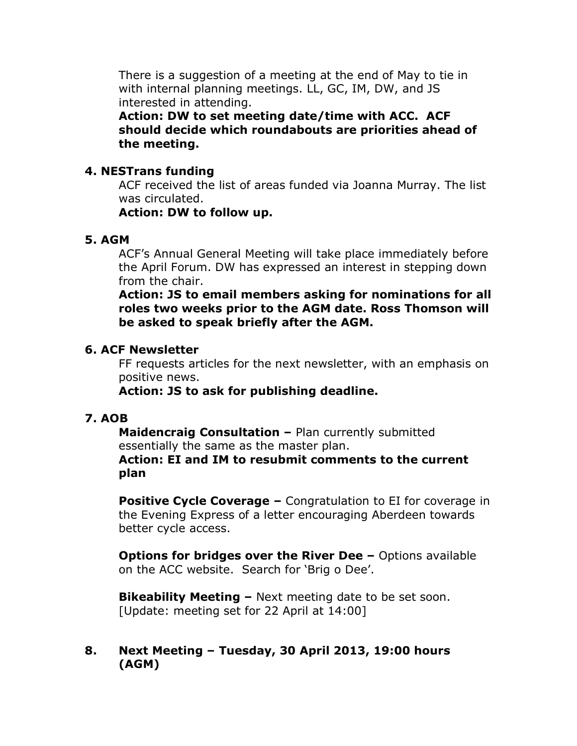There is a suggestion of a meeting at the end of May to tie in with internal planning meetings. LL, GC, IM, DW, and JS interested in attending.

**Action: DW to set meeting date/time with ACC. ACF should decide which roundabouts are priorities ahead of the meeting.**

## 4. NESTrans funding

ACF received the list of areas funded via Joanna Murray. The list was circulated.

**Action: DW to follow up.**

## 5. AGM

ACF's Annual General Meeting will take place immediately before the April Forum. DW has expressed an interest in stepping down from the chair.

**Action: JS to email members asking for nominations for all roles two weeks prior to the AGM date. Ross Thomson will be asked to speak briefly after the AGM.**

## 6. ACF Newsletter

FF requests articles for the next newsletter, with an emphasis on positive news.

**Action: JS to ask for publishing deadline.**

## 7. AOB

**Maidencraig Consultation –** Plan currently submitted essentially the same as the master plan.

**Action: EI and IM to resubmit comments to the current plan**

**Positive Cycle Coverage –** Congratulation to EI for coverage in the Evening Express of a letter encouraging Aberdeen towards better cycle access.

**Options for bridges over the River Dee –** Options available on the ACC website. Search for 'Brig o Dee'.

**Bikeability Meeting –** Next meeting date to be set soon. [Update: meeting set for 22 April at 14:00]

## 8. Next Meeting – Tuesday, 30 April 2013, 19:00 hours (AGM)